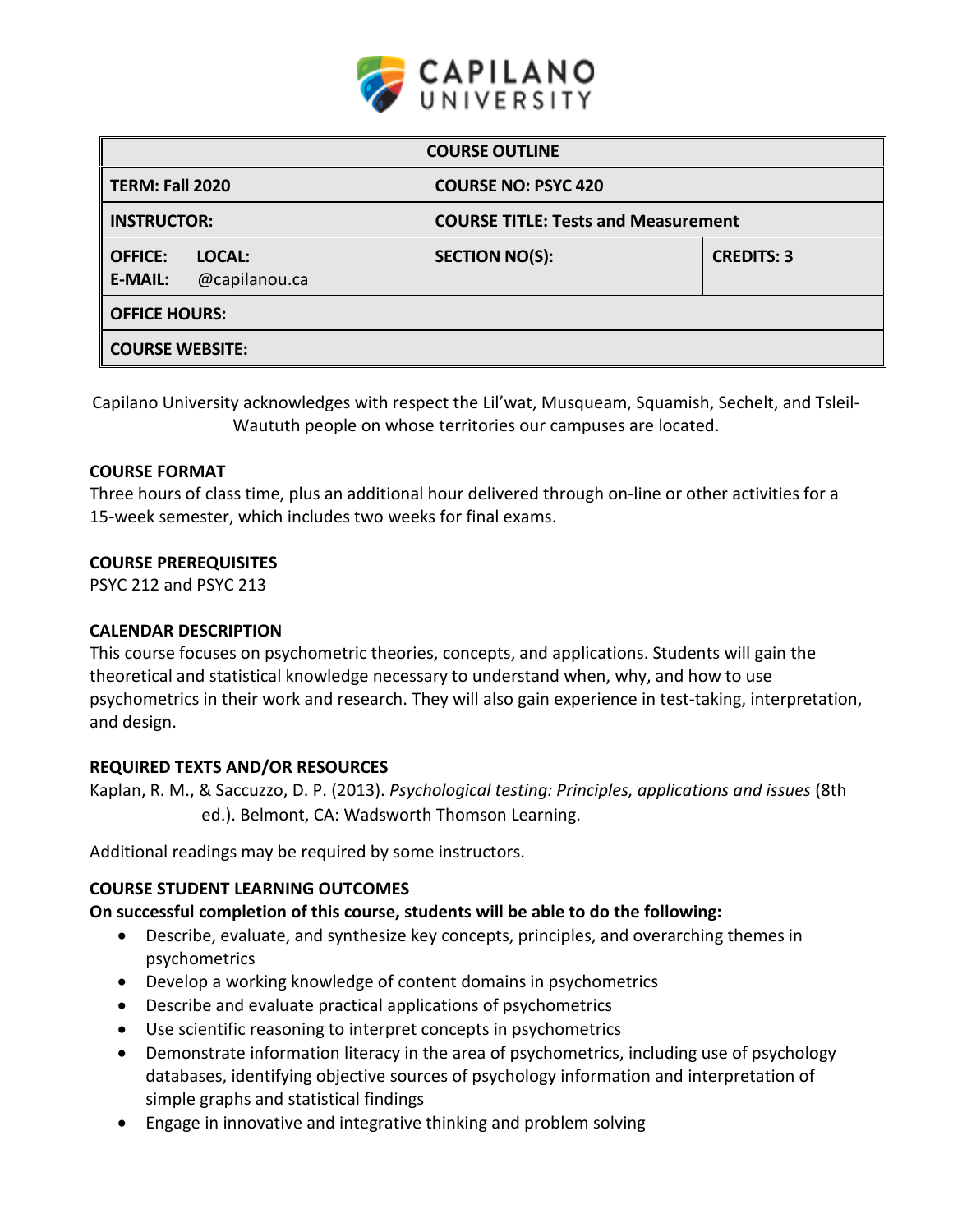CAPILANO UNIVERSITY

| COURSE OUTLINE | | |
|---|---|---|
| **TERM: Fall 2020** | **COURSE NO: PSYC 420** | |
| **INSTRUCTOR:** | **COURSE TITLE: Tests and Measurement** | |
| **OFFICE:** **LOCAL:** <br> **E-MAIL:** @capilanou.ca | **SECTION NO(S):** | **CREDITS: 3** |
| **OFFICE HOURS:** | | |
| **COURSE WEBSITE:** | | |

Capilano University acknowledges with respect the Lil'wat, Musqueam, Squamish, Sechelt, and Tsleil-Waututh people on whose territories our campuses are located.

**COURSE FORMAT**

Three hours of class time, plus an additional hour delivered through on-line or other activities for a 15-week semester, which includes two weeks for final exams.

**COURSE PREREQUISITES**

PSYC 212 and PSYC 213

**CALENDAR DESCRIPTION**

This course focuses on psychometric theories, concepts, and applications. Students will gain the theoretical and statistical knowledge necessary to understand when, why, and how to use psychometrics in their work and research. They will also gain experience in test-taking, interpretation, and design.

**REQUIRED TEXTS AND/OR RESOURCES**

Kaplan, R. M., & Saccuzzo, D. P. (2013). *Psychological testing: Principles, applications and issues* (8th ed.). Belmont, CA: Wadsworth Thomson Learning.

Additional readings may be required by some instructors.

**COURSE STUDENT LEARNING OUTCOMES**

**On successful completion of this course, students will be able to do the following:**

- Describe, evaluate, and synthesize key concepts, principles, and overarching themes in psychometrics
- Develop a working knowledge of content domains in psychometrics
- Describe and evaluate practical applications of psychometrics
- Use scientific reasoning to interpret concepts in psychometrics
- Demonstrate information literacy in the area of psychometrics, including use of psychology databases, identifying objective sources of psychology information and interpretation of simple graphs and statistical findings
- Engage in innovative and integrative thinking and problem solving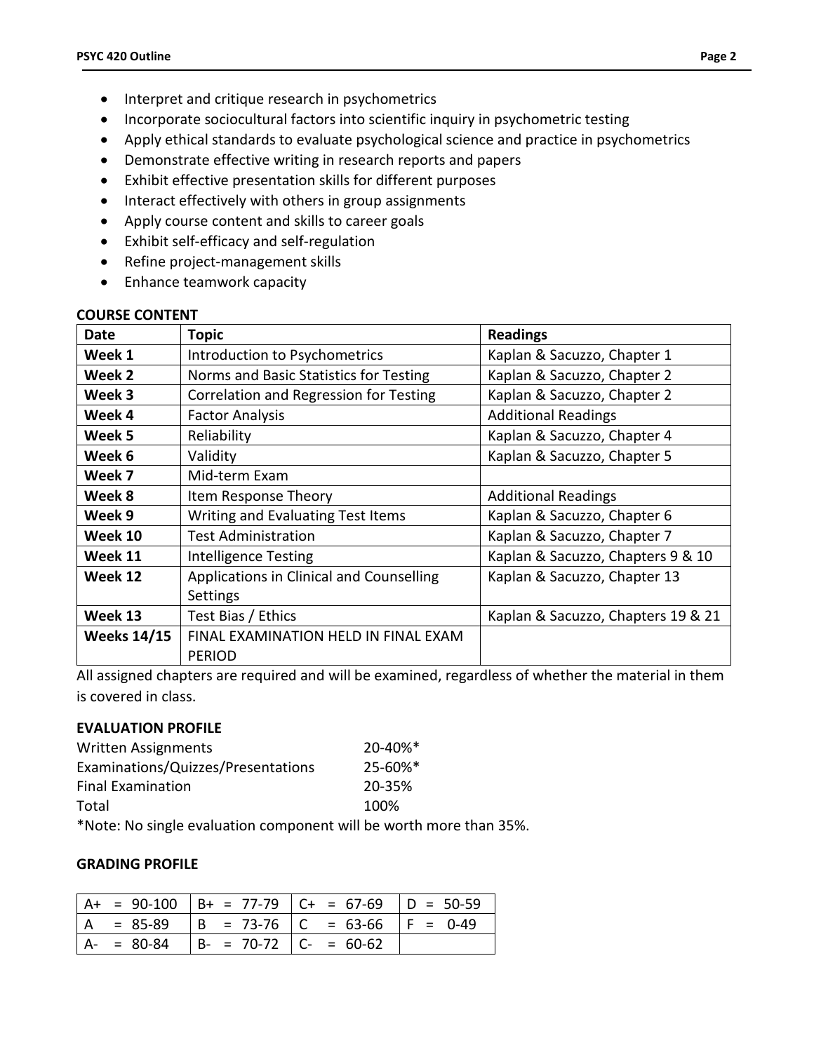- Interpret and critique research in psychometrics
- Incorporate sociocultural factors into scientific inquiry in psychometric testing
- Apply ethical standards to evaluate psychological science and practice in psychometrics
- Demonstrate effective writing in research reports and papers
- Exhibit effective presentation skills for different purposes
- Interact effectively with others in group assignments
- Apply course content and skills to career goals
- Exhibit self-efficacy and self-regulation
- Refine project-management skills
- Enhance teamwork capacity

**COURSE CONTENT**

| Date | Topic | Readings |
|---|---|---|
| **Week 1** | Introduction to Psychometrics | Kaplan & Sacuzzo, Chapter 1 |
| **Week 2** | Norms and Basic Statistics for Testing | Kaplan & Sacuzzo, Chapter 2 |
| **Week 3** | Correlation and Regression for Testing | Kaplan & Sacuzzo, Chapter 2 |
| **Week 4** | Factor Analysis | Additional Readings |
| **Week 5** | Reliability | Kaplan & Sacuzzo, Chapter 4 |
| **Week 6** | Validity | Kaplan & Sacuzzo, Chapter 5 |
| **Week 7** | Mid-term Exam | |
| **Week 8** | Item Response Theory | Additional Readings |
| **Week 9** | Writing and Evaluating Test Items | Kaplan & Sacuzzo, Chapter 6 |
| **Week 10** | Test Administration | Kaplan & Sacuzzo, Chapter 7 |
| **Week 11** | Intelligence Testing | Kaplan & Sacuzzo, Chapters 9 & 10 |
| **Week 12** | Applications in Clinical and Counselling Settings | Kaplan & Sacuzzo, Chapter 13 |
| **Week 13** | Test Bias / Ethics | Kaplan & Sacuzzo, Chapters 19 & 21 |
| **Weeks 14/15** | FINAL EXAMINATION HELD IN FINAL EXAM PERIOD | |

All assigned chapters are required and will be examined, regardless of whether the material in them is covered in class.

**EVALUATION PROFILE**

| | |
|---|---|
| Written Assignments | 20-40%* |
| Examinations/Quizzes/Presentations | 25-60%* |
| Final Examination | 20-35% |
| Total | 100% |

*Note: No single evaluation component will be worth more than 35%.

**GRADING PROFILE**

| | | | |
|---|---|---|---|
| A+ = 90-100 | B+ = 77-79 | C+ = 67-69 | D = 50-59 |
| A = 85-89 | B = 73-76 | C = 63-66 | F = 0-49 |
| A- = 80-84 | B- = 70-72 | C- = 60-62 | |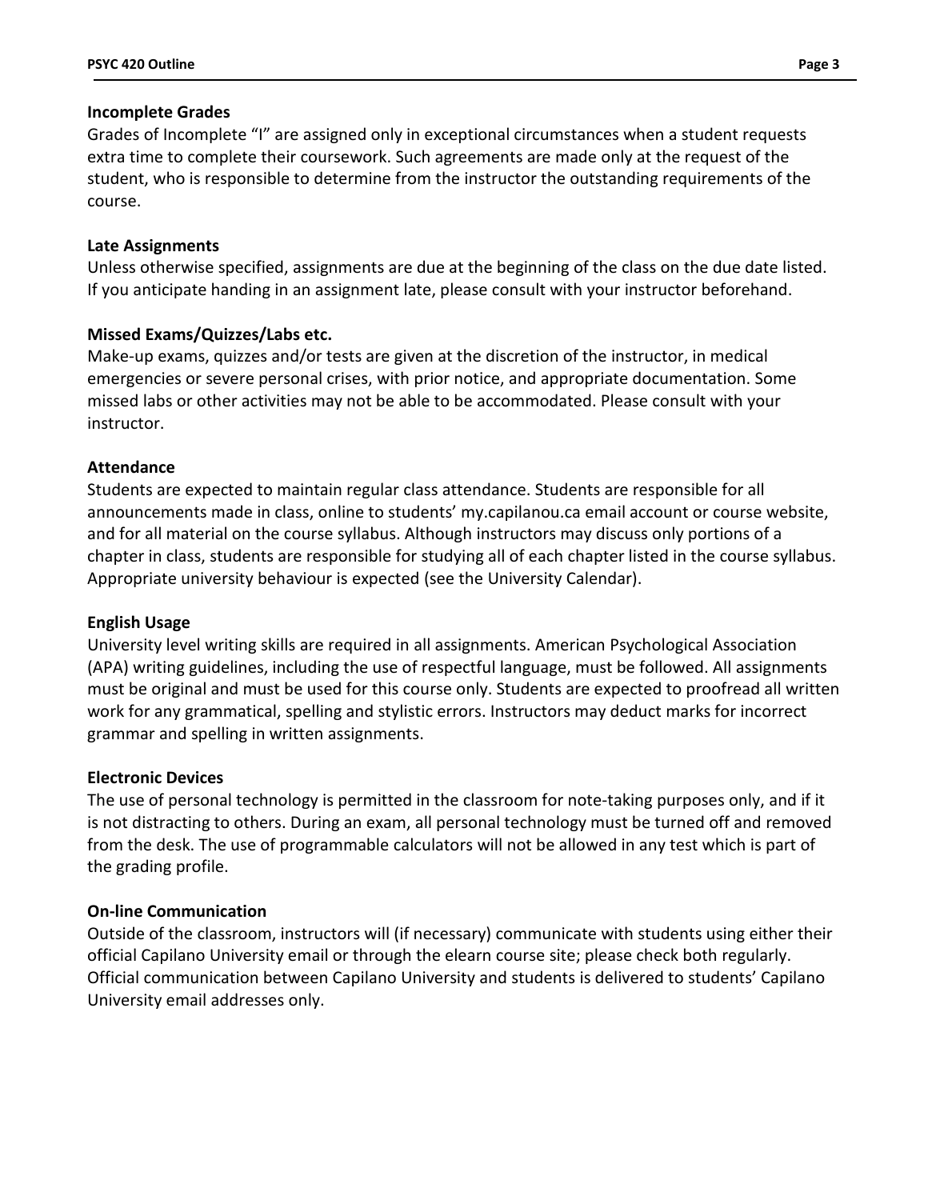**Incomplete Grades**

Grades of Incomplete "I" are assigned only in exceptional circumstances when a student requests extra time to complete their coursework. Such agreements are made only at the request of the student, who is responsible to determine from the instructor the outstanding requirements of the course.

**Late Assignments**

Unless otherwise specified, assignments are due at the beginning of the class on the due date listed. If you anticipate handing in an assignment late, please consult with your instructor beforehand.

**Missed Exams/Quizzes/Labs etc.**

Make-up exams, quizzes and/or tests are given at the discretion of the instructor, in medical emergencies or severe personal crises, with prior notice, and appropriate documentation. Some missed labs or other activities may not be able to be accommodated. Please consult with your instructor.

**Attendance**

Students are expected to maintain regular class attendance. Students are responsible for all announcements made in class, online to students' my.capilanou.ca email account or course website, and for all material on the course syllabus. Although instructors may discuss only portions of a chapter in class, students are responsible for studying all of each chapter listed in the course syllabus. Appropriate university behaviour is expected (see the University Calendar).

**English Usage**

University level writing skills are required in all assignments. American Psychological Association (APA) writing guidelines, including the use of respectful language, must be followed. All assignments must be original and must be used for this course only. Students are expected to proofread all written work for any grammatical, spelling and stylistic errors. Instructors may deduct marks for incorrect grammar and spelling in written assignments.

**Electronic Devices**

The use of personal technology is permitted in the classroom for note-taking purposes only, and if it is not distracting to others. During an exam, all personal technology must be turned off and removed from the desk. The use of programmable calculators will not be allowed in any test which is part of the grading profile.

**On-line Communication**

Outside of the classroom, instructors will (if necessary) communicate with students using either their official Capilano University email or through the elearn course site; please check both regularly. Official communication between Capilano University and students is delivered to students' Capilano University email addresses only.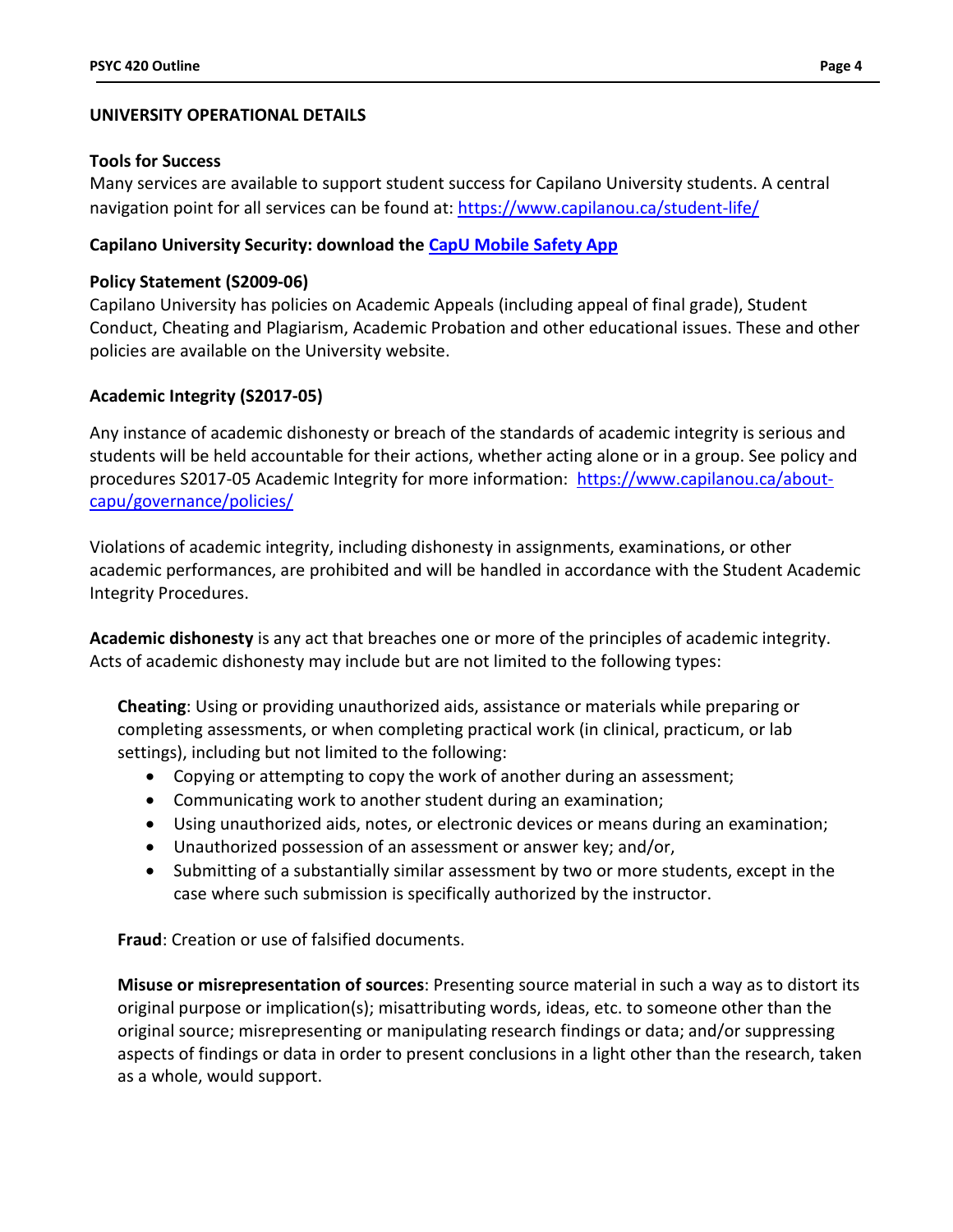## UNIVERSITY OPERATIONAL DETAILS

### Tools for Success

Many services are available to support student success for Capilano University students. A central navigation point for all services can be found at: [https://www.capilanou.ca/student-life/](https://www.capilanou.ca/student-life/)

### Capilano University Security: download the [CapU Mobile Safety App]()

### Policy Statement (S2009-06)

Capilano University has policies on Academic Appeals (including appeal of final grade), Student Conduct, Cheating and Plagiarism, Academic Probation and other educational issues. These and other policies are available on the University website.

### Academic Integrity (S2017-05)

Any instance of academic dishonesty or breach of the standards of academic integrity is serious and students will be held accountable for their actions, whether acting alone or in a group. See policy and procedures S2017-05 Academic Integrity for more information: [https://www.capilanou.ca/about-capu/governance/policies/](https://www.capilanou.ca/about-capu/governance/policies/)

Violations of academic integrity, including dishonesty in assignments, examinations, or other academic performances, are prohibited and will be handled in accordance with the Student Academic Integrity Procedures.

**Academic dishonesty** is any act that breaches one or more of the principles of academic integrity. Acts of academic dishonesty may include but are not limited to the following types:

**Cheating**: Using or providing unauthorized aids, assistance or materials while preparing or completing assessments, or when completing practical work (in clinical, practicum, or lab settings), including but not limited to the following:

- Copying or attempting to copy the work of another during an assessment;
- Communicating work to another student during an examination;
- Using unauthorized aids, notes, or electronic devices or means during an examination;
- Unauthorized possession of an assessment or answer key; and/or,
- Submitting of a substantially similar assessment by two or more students, except in the case where such submission is specifically authorized by the instructor.

**Fraud**: Creation or use of falsified documents.

**Misuse or misrepresentation of sources**: Presenting source material in such a way as to distort its original purpose or implication(s); misattributing words, ideas, etc. to someone other than the original source; misrepresenting or manipulating research findings or data; and/or suppressing aspects of findings or data in order to present conclusions in a light other than the research, taken as a whole, would support.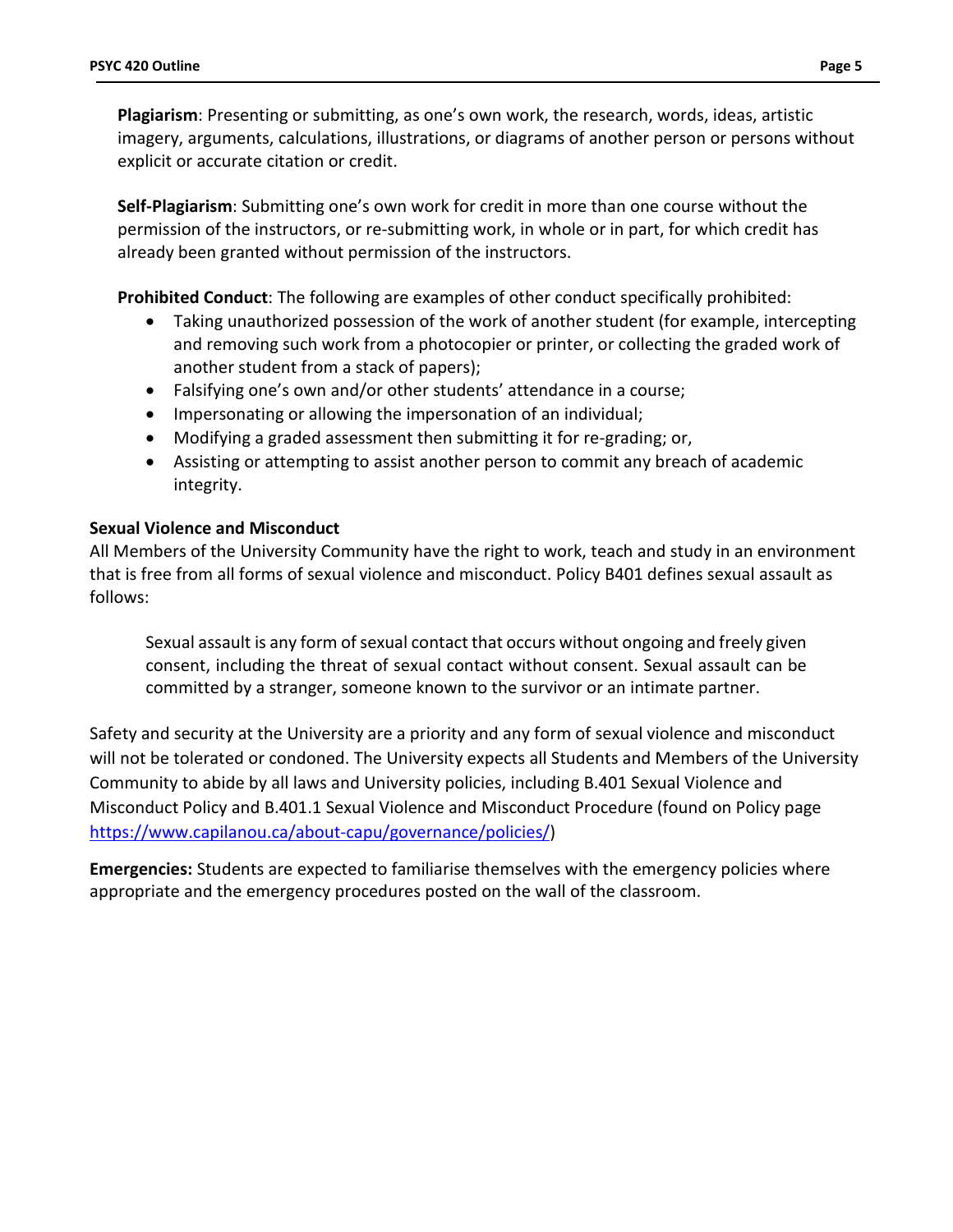**Plagiarism**: Presenting or submitting, as one's own work, the research, words, ideas, artistic imagery, arguments, calculations, illustrations, or diagrams of another person or persons without explicit or accurate citation or credit.

**Self-Plagiarism**: Submitting one's own work for credit in more than one course without the permission of the instructors, or re-submitting work, in whole or in part, for which credit has already been granted without permission of the instructors.

**Prohibited Conduct**: The following are examples of other conduct specifically prohibited:

- Taking unauthorized possession of the work of another student (for example, intercepting and removing such work from a photocopier or printer, or collecting the graded work of another student from a stack of papers);
- Falsifying one's own and/or other students' attendance in a course;
- Impersonating or allowing the impersonation of an individual;
- Modifying a graded assessment then submitting it for re-grading; or,
- Assisting or attempting to assist another person to commit any breach of academic integrity.

**Sexual Violence and Misconduct**

All Members of the University Community have the right to work, teach and study in an environment that is free from all forms of sexual violence and misconduct. Policy B401 defines sexual assault as follows:

> Sexual assault is any form of sexual contact that occurs without ongoing and freely given consent, including the threat of sexual contact without consent. Sexual assault can be committed by a stranger, someone known to the survivor or an intimate partner.

Safety and security at the University are a priority and any form of sexual violence and misconduct will not be tolerated or condoned. The University expects all Students and Members of the University Community to abide by all laws and University policies, including B.401 Sexual Violence and Misconduct Policy and B.401.1 Sexual Violence and Misconduct Procedure (found on Policy page https://www.capilanou.ca/about-capu/governance/policies/)

**Emergencies:** Students are expected to familiarise themselves with the emergency policies where appropriate and the emergency procedures posted on the wall of the classroom.